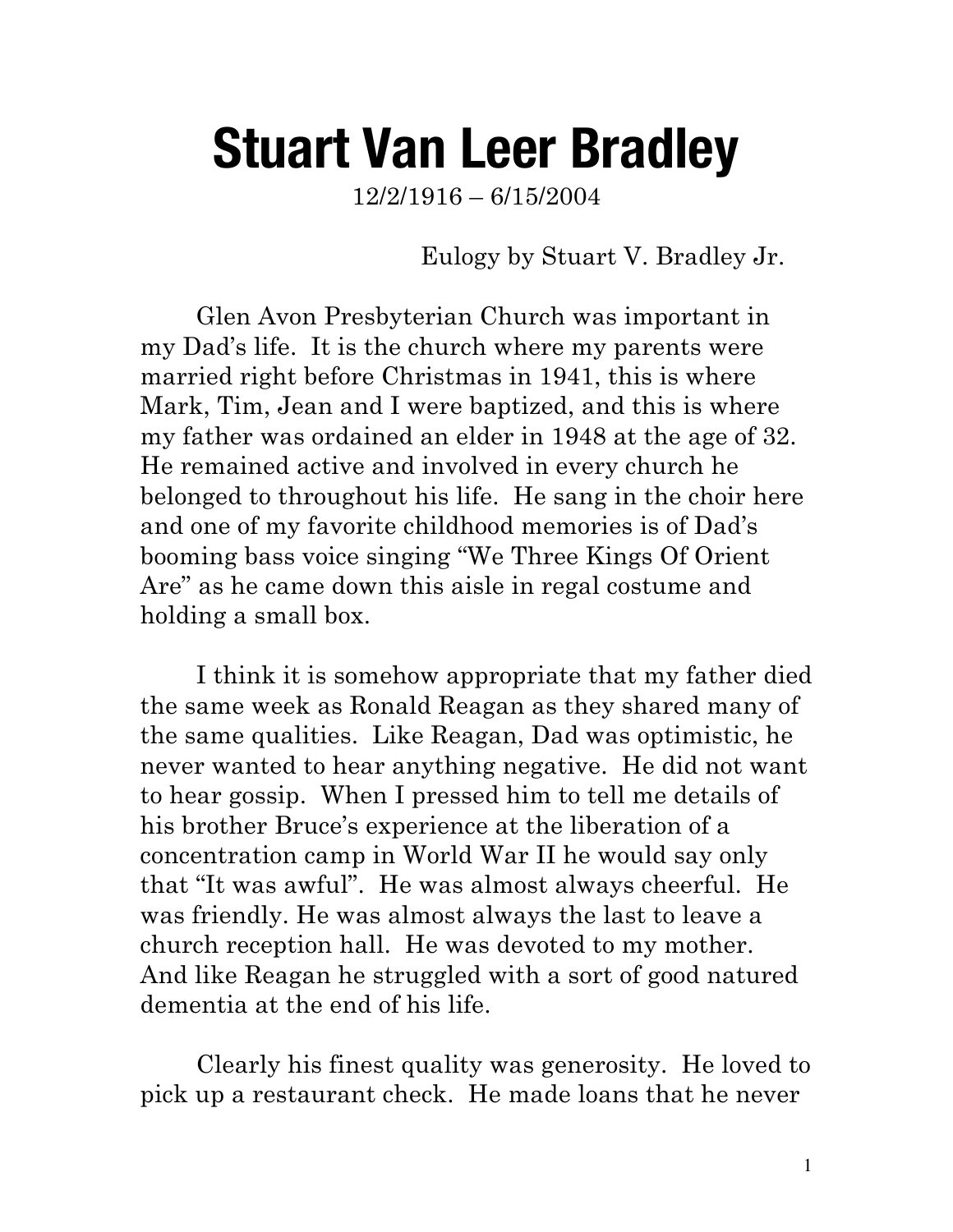# Stuart Van Leer Bradley

12/2/1916 – 6/15/2004

Eulogy by Stuart V. Bradley Jr.

Glen Avon Presbyterian Church was important in my Dad's life. It is the church where my parents were married right before Christmas in 1941, this is where Mark, Tim, Jean and I were baptized, and this is where my father was ordained an elder in 1948 at the age of 32. He remained active and involved in every church he belonged to throughout his life. He sang in the choir here and one of my favorite childhood memories is of Dad's booming bass voice singing "We Three Kings Of Orient Are" as he came down this aisle in regal costume and holding a small box.

I think it is somehow appropriate that my father died the same week as Ronald Reagan as they shared many of the same qualities. Like Reagan, Dad was optimistic, he never wanted to hear anything negative. He did not want to hear gossip. When I pressed him to tell me details of his brother Bruce's experience at the liberation of a concentration camp in World War II he would say only that "It was awful". He was almost always cheerful. He was friendly. He was almost always the last to leave a church reception hall. He was devoted to my mother. And like Reagan he struggled with a sort of good natured dementia at the end of his life.

Clearly his finest quality was generosity. He loved to pick up a restaurant check. He made loans that he never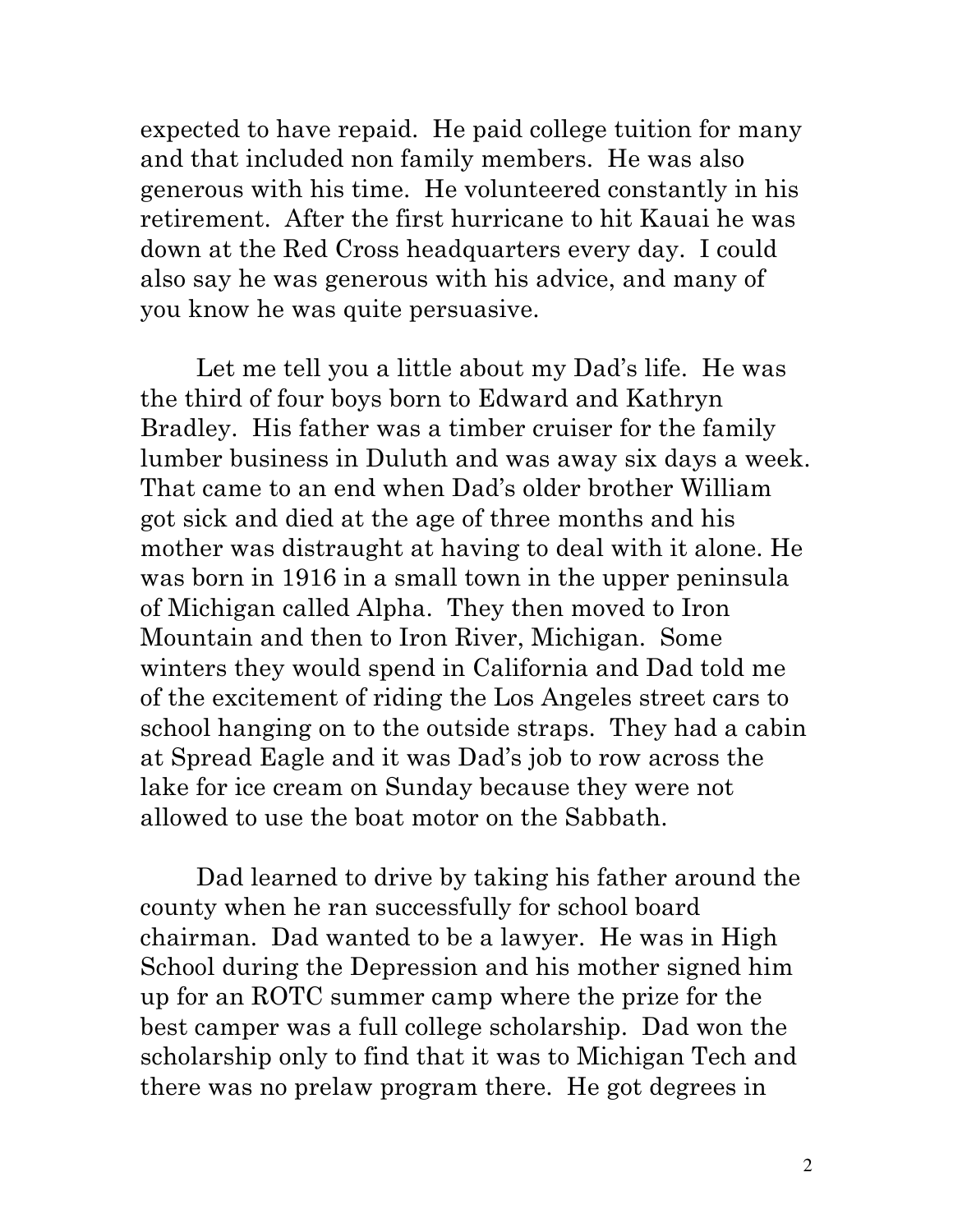expected to have repaid. He paid college tuition for many and that included non family members. He was also generous with his time. He volunteered constantly in his retirement. After the first hurricane to hit Kauai he was down at the Red Cross headquarters every day. I could also say he was generous with his advice, and many of you know he was quite persuasive.

Let me tell you a little about my Dad's life. He was the third of four boys born to Edward and Kathryn Bradley. His father was a timber cruiser for the family lumber business in Duluth and was away six days a week. That came to an end when Dad's older brother William got sick and died at the age of three months and his mother was distraught at having to deal with it alone. He was born in 1916 in a small town in the upper peninsula of Michigan called Alpha. They then moved to Iron Mountain and then to Iron River, Michigan. Some winters they would spend in California and Dad told me of the excitement of riding the Los Angeles street cars to school hanging on to the outside straps. They had a cabin at Spread Eagle and it was Dad's job to row across the lake for ice cream on Sunday because they were not allowed to use the boat motor on the Sabbath.

Dad learned to drive by taking his father around the county when he ran successfully for school board chairman. Dad wanted to be a lawyer. He was in High School during the Depression and his mother signed him up for an ROTC summer camp where the prize for the best camper was a full college scholarship. Dad won the scholarship only to find that it was to Michigan Tech and there was no prelaw program there. He got degrees in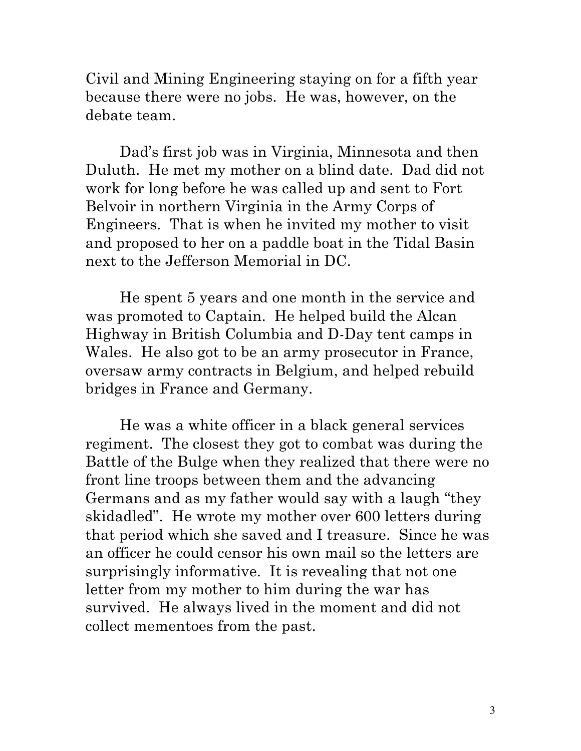Civil and Mining Engineering staying on for a fifth year because there were no jobs. He was, however, on the debate team.

Dad's first job was in Virginia, Minnesota and then Duluth. He met my mother on a blind date. Dad did not work for long before he was called up and sent to Fort Belvoir in northern Virginia in the Army Corps of Engineers. That is when he invited my mother to visit and proposed to her on a paddle boat in the Tidal Basin next to the Jefferson Memorial in DC.

He spent 5 years and one month in the service and was promoted to Captain. He helped build the Alcan Highway in British Columbia and D-Day tent camps in Wales. He also got to be an army prosecutor in France, oversaw army contracts in Belgium, and helped rebuild bridges in France and Germany.

He was a white officer in a black general services regiment. The closest they got to combat was during the Battle of the Bulge when they realized that there were no front line troops between them and the advancing Germans and as my father would say with a laugh "they skidadled". He wrote my mother over 600 letters during that period which she saved and I treasure. Since he was an officer he could censor his own mail so the letters are surprisingly informative. It is revealing that not one letter from my mother to him during the war has survived. He always lived in the moment and did not collect mementoes from the past.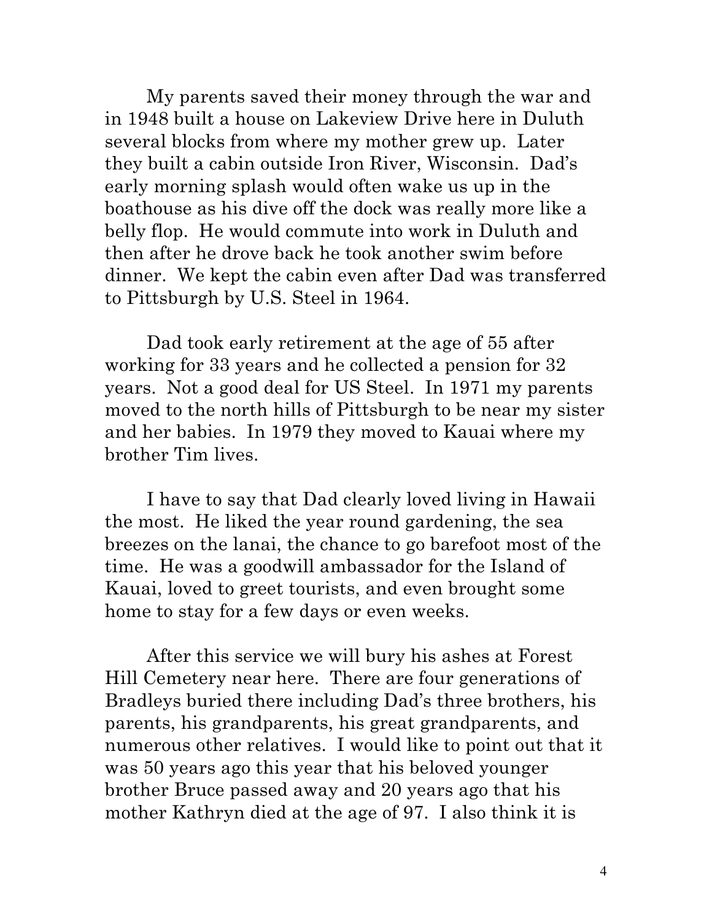My parents saved their money through the war and in 1948 built a house on Lakeview Drive here in Duluth several blocks from where my mother grew up. Later they built a cabin outside Iron River, Wisconsin. Dad's early morning splash would often wake us up in the boathouse as his dive off the dock was really more like a belly flop. He would commute into work in Duluth and then after he drove back he took another swim before dinner. We kept the cabin even after Dad was transferred to Pittsburgh by U.S. Steel in 1964.

Dad took early retirement at the age of 55 after working for 33 years and he collected a pension for 32 years. Not a good deal for US Steel. In 1971 my parents moved to the north hills of Pittsburgh to be near my sister and her babies. In 1979 they moved to Kauai where my brother Tim lives.

I have to say that Dad clearly loved living in Hawaii the most. He liked the year round gardening, the sea breezes on the lanai, the chance to go barefoot most of the time. He was a goodwill ambassador for the Island of Kauai, loved to greet tourists, and even brought some home to stay for a few days or even weeks.

After this service we will bury his ashes at Forest Hill Cemetery near here. There are four generations of Bradleys buried there including Dad's three brothers, his parents, his grandparents, his great grandparents, and numerous other relatives. I would like to point out that it was 50 years ago this year that his beloved younger brother Bruce passed away and 20 years ago that his mother Kathryn died at the age of 97. I also think it is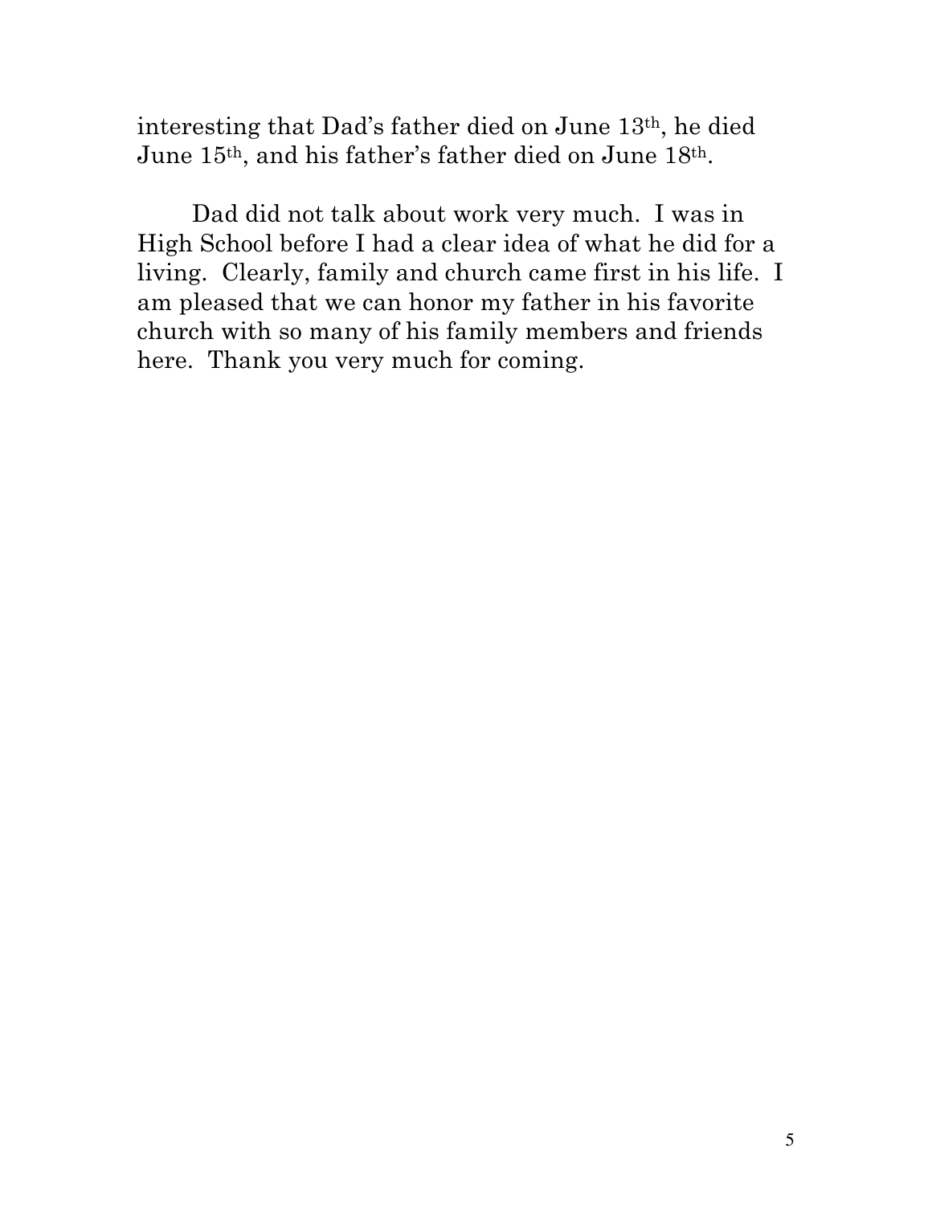interesting that Dad's father died on June 13th, he died June 15th, and his father's father died on June 18th.

Dad did not talk about work very much. I was in High School before I had a clear idea of what he did for a living. Clearly, family and church came first in his life. I am pleased that we can honor my father in his favorite church with so many of his family members and friends here. Thank you very much for coming.